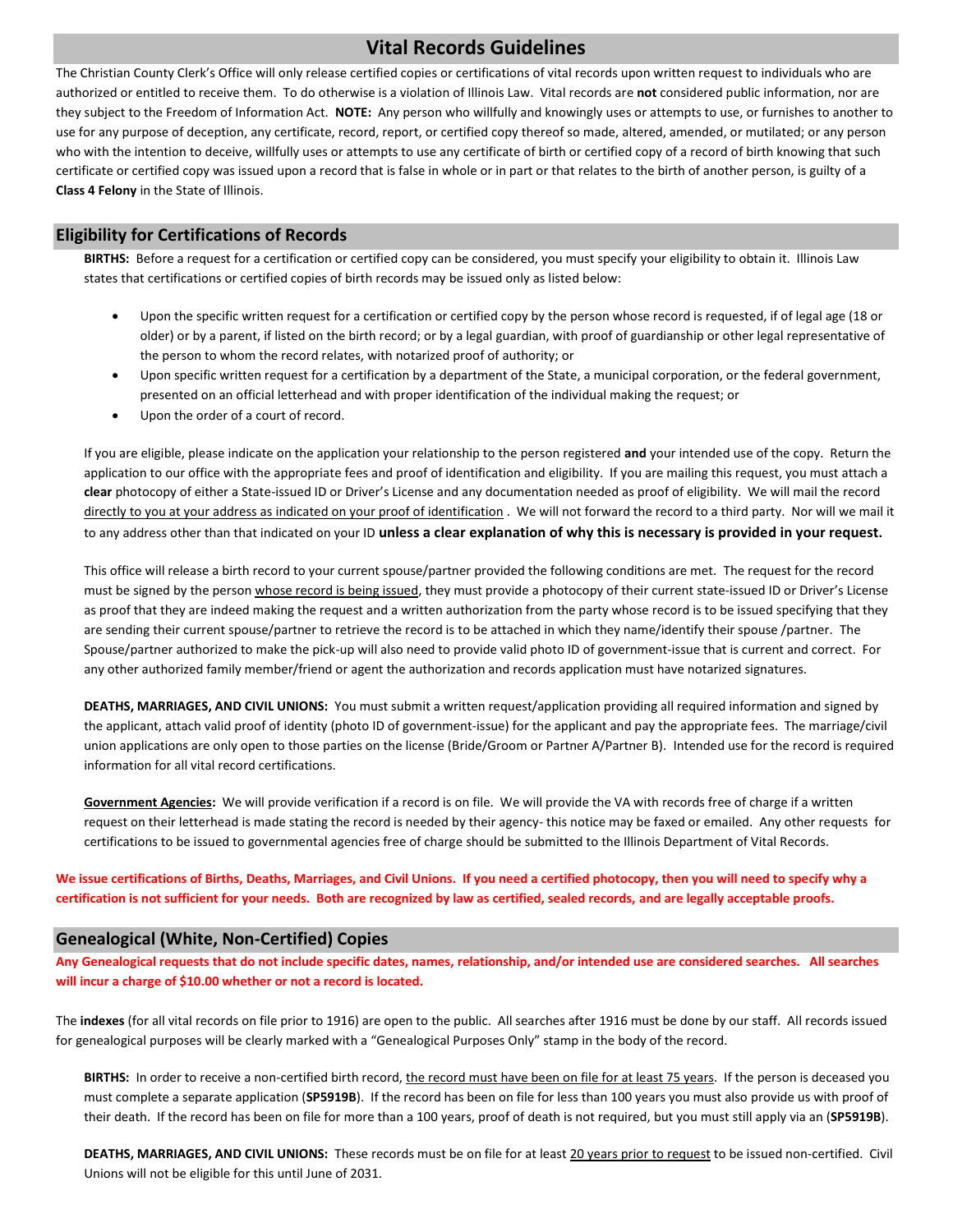# Vital Records Guidelines

The Christian County Clerk's Office will only release certified copies or certifications of vital records upon written request to individuals who are authorized or entitled to receive them. To do otherwise is a violation of Illinois Law. Vital records are **not** considered public information, nor are they subject to the Freedom of Information Act. **NOTE:** Any person who willfully and knowingly uses or attempts to use, or furnishes to another to use for any purpose of deception, any certificate, record, report, or certified copy thereof so made, altered, amended, or mutilated; or any person who with the intention to deceive, willfully uses or attempts to use any certificate of birth or certified copy of a record of birth knowing that such certificate or certified copy was issued upon a record that is false in whole or in part or that relates to the birth of another person, is guilty of a **Class 4 Felony** in the State of Illinois.

## Eligibility for Certifications of Records

**BIRTHS:** Before a request for a certification or certified copy can be considered, you must specify your eligibility to obtain it. Illinois Law states that certifications or certified copies of birth records may be issued only as listed below:

- Upon the specific written request for a certification or certified copy by the person whose record is requested, if of legal age (18 or older) or by a parent, if listed on the birth record; or by a legal guardian, with proof of guardianship or other legal representative of the person to whom the record relates, with notarized proof of authority; or
- Upon specific written request for a certification by a department of the State, a municipal corporation, or the federal government, presented on an official letterhead and with proper identification of the individual making the request; or
- Upon the order of a court of record.

If you are eligible, please indicate on the application your relationship to the person registered **and** your intended use of the copy. Return the application to our office with the appropriate fees and proof of identification and eligibility. If you are mailing this request, you must attach a **clear** photocopy of either a State-issued ID or Driver's License and any documentation needed as proof of eligibility. We will mail the record directly to you at your address as indicated on your proof of identification . We will not forward the record to a third party. Nor will we mail it to any address other than that indicated on your ID **unless a clear explanation of why this is necessary is provided in your request.**

This office will release a birth record to your current spouse/partner provided the following conditions are met. The request for the record must be signed by the person whose record is being issued, they must provide a photocopy of their current state-issued ID or Driver's License as proof that they are indeed making the request and a written authorization from the party whose record is to be issued specifying that they are sending their current spouse/partner to retrieve the record is to be attached in which they name/identify their spouse /partner. The Spouse/partner authorized to make the pick-up will also need to provide valid photo ID of government-issue that is current and correct. For any other authorized family member/friend or agent the authorization and records application must have notarized signatures.

**DEATHS, MARRIAGES, AND CIVIL UNIONS:** You must submit a written request/application providing all required information and signed by the applicant, attach valid proof of identity (photo ID of government-issue) for the applicant and pay the appropriate fees. The marriage/civil union applications are only open to those parties on the license (Bride/Groom or Partner A/Partner B). Intended use for the record is required information for all vital record certifications.

**Government Agencies:** We will provide verification if a record is on file. We will provide the VA with records free of charge if a written request on their letterhead is made stating the record is needed by their agency- this notice may be faxed or emailed. Any other requests for certifications to be issued to governmental agencies free of charge should be submitted to the Illinois Department of Vital Records.

**We issue certifications of Births, Deaths, Marriages, and Civil Unions. If you need a certified photocopy, then you will need to specify why a certification is not sufficient for your needs. Both are recognized by law as certified, sealed records, and are legally acceptable proofs.**

## Genealogical (White, Non-Certified) Copies

**Any Genealogical requests that do not include specific dates, names, relationship, and/or intended use are considered searches. All searches will incur a charge of $10.00 whether or not a record is located.**

The **indexes** (for all vital records on file prior to 1916) are open to the public. All searches after 1916 must be done by our staff. All records issued for genealogical purposes will be clearly marked with a "Genealogical Purposes Only" stamp in the body of the record.

**BIRTHS:** In order to receive a non-certified birth record, the record must have been on file for at least 75 years. If the person is deceased you must complete a separate application (**SP5919B**). If the record has been on file for less than 100 years you must also provide us with proof of their death. If the record has been on file for more than a 100 years, proof of death is not required, but you must still apply via an (**SP5919B**).

**DEATHS, MARRIAGES, AND CIVIL UNIONS:** These records must be on file for at least 20 years prior to request to be issued non-certified. Civil Unions will not be eligible for this until June of 2031.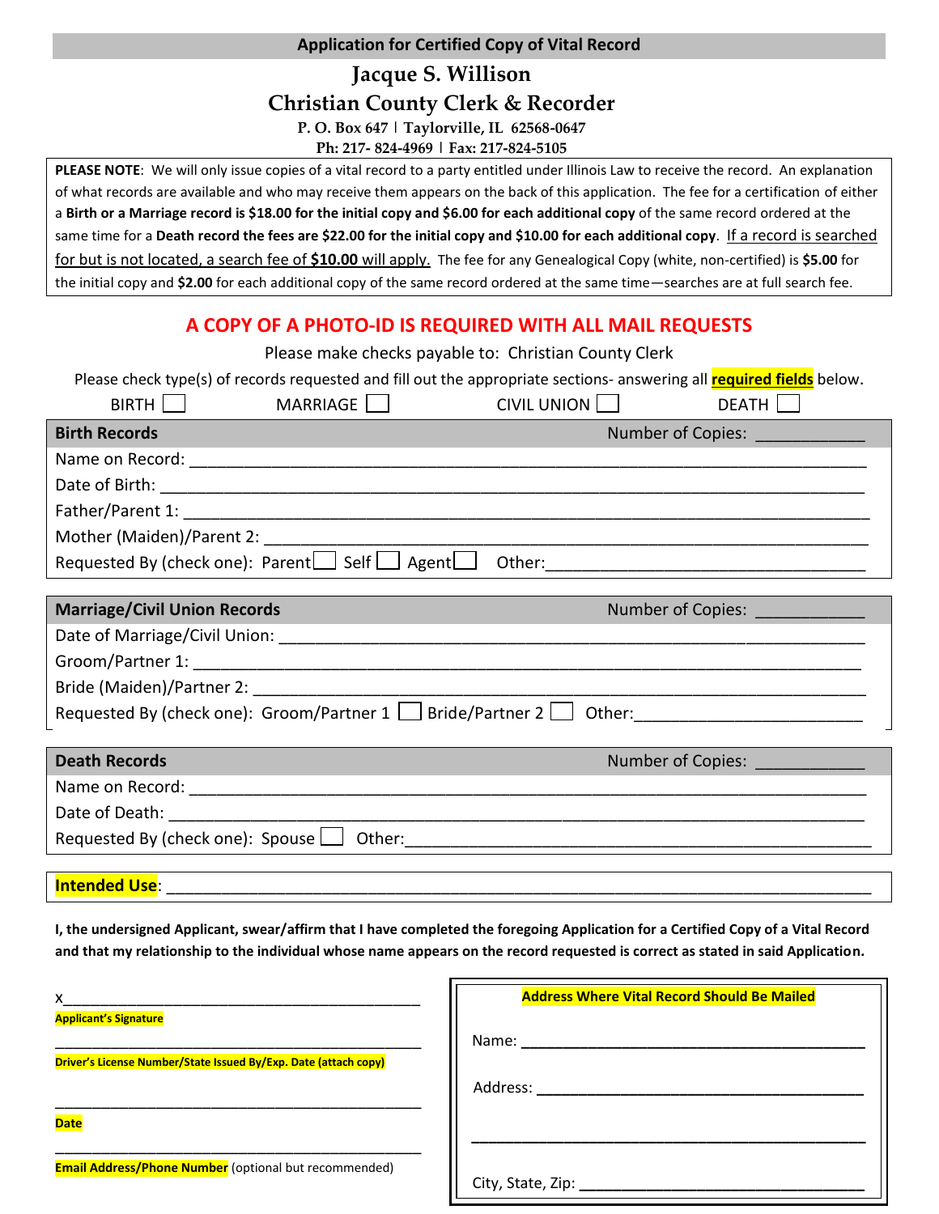## Application for Certified Copy of Vital Record

# Jacque S. Willison

## Christian County Clerk & Recorder

P. O. Box 647 | Taylorville, IL 62568-0647

Ph: 217- 824-4969 | Fax: 217-824-5105

**PLEASE NOTE**: We will only issue copies of a vital record to a party entitled under Illinois Law to receive the record. An explanation of what records are available and who may receive them appears on the back of this application. The fee for a certification of either a **Birth or a Marriage record is $18.00 for the initial copy and $6.00 for each additional copy** of the same record ordered at the same time for a **Death record the fees are $22.00 for the initial copy and $10.00 for each additional copy**. If a record is searched for but is not located, a search fee of **$10.00** will apply. The fee for any Genealogical Copy (white, non-certified) is **$5.00** for the initial copy and **$2.00** for each additional copy of the same record ordered at the same time—searches are at full search fee.

**A COPY OF A PHOTO-ID IS REQUIRED WITH ALL MAIL REQUESTS**

Please make checks payable to: Christian County Clerk

Please check type(s) of records requested and fill out the appropriate sections- answering all **required fields** below.

BIRTH ☐ MARRIAGE ☐ CIVIL UNION ☐ DEATH ☐

**Birth Records** Number of Copies: ____________

Name on Record: ______________________________

Date of Birth: ______________________________

Father/Parent 1: ______________________________

Mother (Maiden)/Parent 2: ______________________________

Requested By (check one): Parent ☐ Self ☐ Agent ☐ Other: ______________________________

**Marriage/Civil Union Records** Number of Copies: ____________

Date of Marriage/Civil Union: ______________________________

Groom/Partner 1: ______________________________

Bride (Maiden)/Partner 2: ______________________________

Requested By (check one): Groom/Partner 1 ☐ Bride/Partner 2 ☐ Other: ______________________________

**Death Records** Number of Copies: ____________

Name on Record: ______________________________

Date of Death: ______________________________

Requested By (check one): Spouse ☐ Other: ______________________________

**Intended Use**: ______________________________

**I, the undersigned Applicant, swear/affirm that I have completed the foregoing Application for a Certified Copy of a Vital Record and that my relationship to the individual whose name appears on the record requested is correct as stated in said Application.**

x______________________________

**Applicant's Signature**

______________________________

**Driver's License Number/State Issued By/Exp. Date (attach copy)**

______________________________

**Date**

______________________________

**Email Address/Phone Number** (optional but recommended)

**Address Where Vital Record Should Be Mailed**

Name: ______________________________

Address: ______________________________

______________________________

City, State, Zip: ______________________________